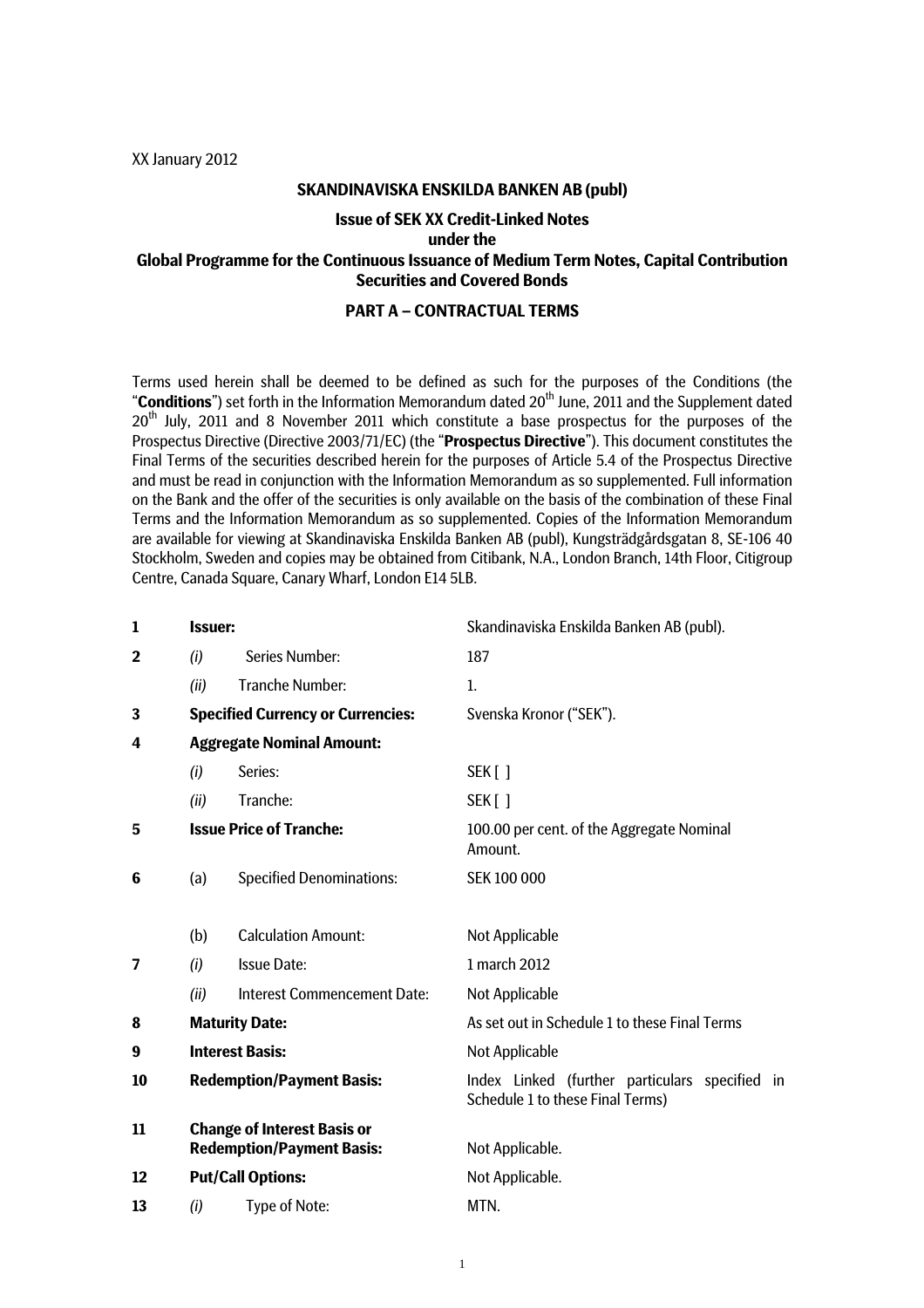XX January 2012

**SKANDINAVISKA ENSKILDA BANKEN AB (publ)**

**Issue of SEK XX Credit-Linked Notes**
**under the**
**Global Programme for the Continuous Issuance of Medium Term Notes, Capital Contribution Securities and Covered Bonds**

**PART A – CONTRACTUAL TERMS**

Terms used herein shall be deemed to be defined as such for the purposes of the Conditions (the "**Conditions**") set forth in the Information Memorandum dated 20th June, 2011 and the Supplement dated 20th July, 2011 and 8 November 2011 which constitute a base prospectus for the purposes of the Prospectus Directive (Directive 2003/71/EC) (the "**Prospectus Directive**"). This document constitutes the Final Terms of the securities described herein for the purposes of Article 5.4 of the Prospectus Directive and must be read in conjunction with the Information Memorandum as so supplemented. Full information on the Bank and the offer of the securities is only available on the basis of the combination of these Final Terms and the Information Memorandum as so supplemented. Copies of the Information Memorandum are available for viewing at Skandinaviska Enskilda Banken AB (publ), Kungsträdgårdsgatan 8, SE-106 40 Stockholm, Sweden and copies may be obtained from Citibank, N.A., London Branch, 14th Floor, Citigroup Centre, Canada Square, Canary Wharf, London E14 5LB.

| | | | |
|---|---|---|---|
| **1** | **Issuer:** | | Skandinaviska Enskilda Banken AB (publ). |
| **2** | *(i)* | Series Number: | 187 |
| | *(ii)* | Tranche Number: | 1. |
| **3** | **Specified Currency or Currencies:** | | Svenska Kronor ("SEK"). |
| **4** | **Aggregate Nominal Amount:** | | |
| | *(i)* | Series: | SEK [ ] |
| | *(ii)* | Tranche: | SEK [ ] |
| **5** | **Issue Price of Tranche:** | | 100.00 per cent. of the Aggregate Nominal Amount. |
| **6** | (a) | Specified Denominations: | SEK 100 000 |
| | (b) | Calculation Amount: | Not Applicable |
| **7** | *(i)* | Issue Date: | 1 march 2012 |
| | *(ii)* | Interest Commencement Date: | Not Applicable |
| **8** | **Maturity Date:** | | As set out in Schedule 1 to these Final Terms |
| **9** | **Interest Basis:** | | Not Applicable |
| **10** | **Redemption/Payment Basis:** | | Index Linked (further particulars specified in Schedule 1 to these Final Terms) |
| **11** | **Change of Interest Basis or Redemption/Payment Basis:** | | Not Applicable. |
| **12** | **Put/Call Options:** | | Not Applicable. |
| **13** | *(i)* | Type of Note: | MTN. |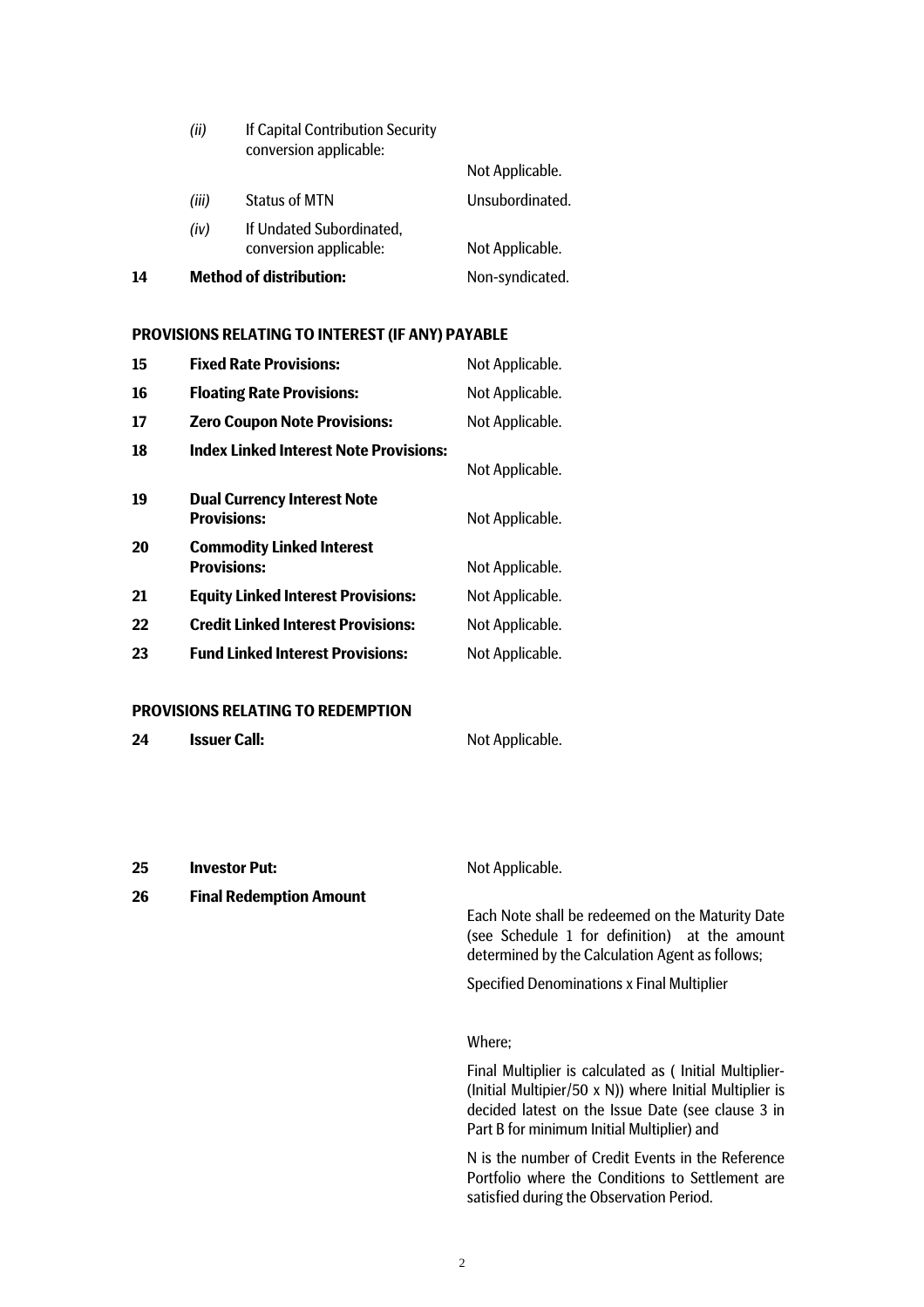| | | | |
|---|---|---|---|
| | *(ii)* | If Capital Contribution Security conversion applicable: | Not Applicable. |
| | *(iii)* | Status of MTN | Unsubordinated. |
| | *(iv)* | If Undated Subordinated, conversion applicable: | Not Applicable. |
| **14** | **Method of distribution:** | | Non-syndicated. |

**PROVISIONS RELATING TO INTEREST (IF ANY) PAYABLE**

| | | |
|---|---|---|
| **15** | **Fixed Rate Provisions:** | Not Applicable. |
| **16** | **Floating Rate Provisions:** | Not Applicable. |
| **17** | **Zero Coupon Note Provisions:** | Not Applicable. |
| **18** | **Index Linked Interest Note Provisions:** | Not Applicable. |
| **19** | **Dual Currency Interest Note Provisions:** | Not Applicable. |
| **20** | **Commodity Linked Interest Provisions:** | Not Applicable. |
| **21** | **Equity Linked Interest Provisions:** | Not Applicable. |
| **22** | **Credit Linked Interest Provisions:** | Not Applicable. |
| **23** | **Fund Linked Interest Provisions:** | Not Applicable. |

**PROVISIONS RELATING TO REDEMPTION**

| | | |
|---|---|---|
| **24** | **Issuer Call:** | Not Applicable. |
| **25** | **Investor Put:** | Not Applicable. |
| **26** | **Final Redemption Amount** | Each Note shall be redeemed on the Maturity Date (see Schedule 1 for definition) at the amount determined by the Calculation Agent as follows;<br><br>Specified Denominations x Final Multiplier<br><br>Where;<br><br>Final Multiplier is calculated as ( Initial Multiplier-(Initial Multipier/50 x N)) where Initial Multiplier is decided latest on the Issue Date (see clause 3 in Part B for minimum Initial Multiplier) and<br><br>N is the number of Credit Events in the Reference Portfolio where the Conditions to Settlement are satisfied during the Observation Period. |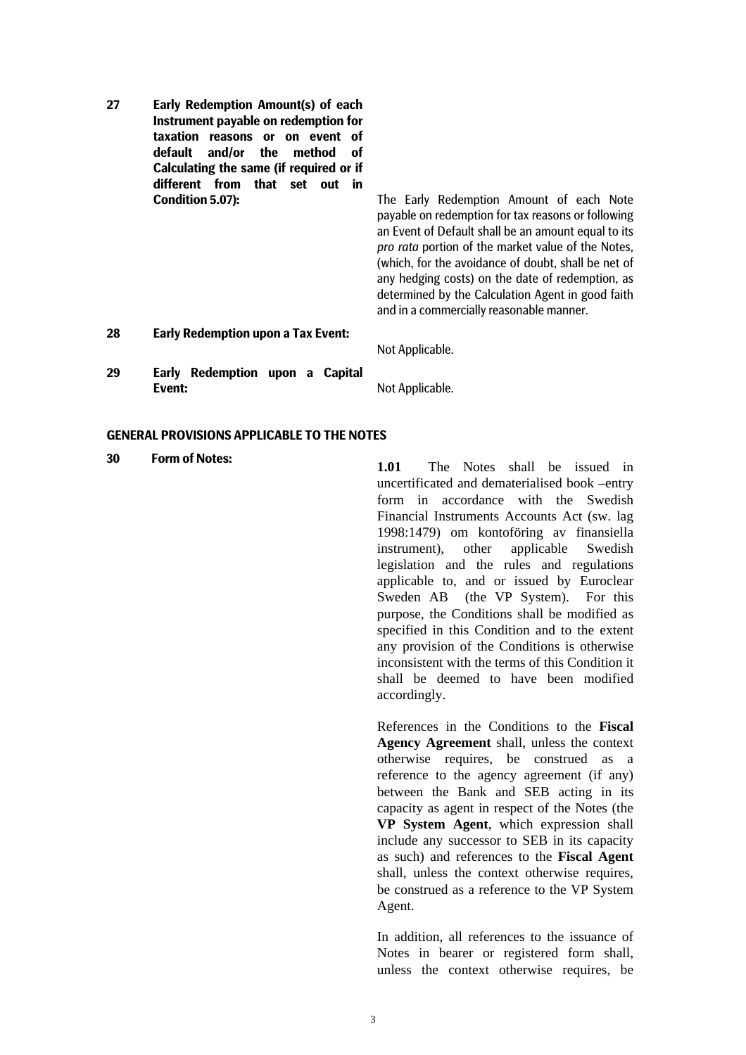| | | |
|---|---|---|
| **27** | **Early Redemption Amount(s) of each Instrument payable on redemption for taxation reasons or on event of default and/or the method of Calculating the same (if required or if different from that set out in Condition 5.07):** | The Early Redemption Amount of each Note payable on redemption for tax reasons or following an Event of Default shall be an amount equal to its *pro rata* portion of the market value of the Notes, (which, for the avoidance of doubt, shall be net of any hedging costs) on the date of redemption, as determined by the Calculation Agent in good faith and in a commercially reasonable manner. |
| **28** | **Early Redemption upon a Tax Event:** | Not Applicable. |
| **29** | **Early Redemption upon a Capital Event:** | Not Applicable. |

## GENERAL PROVISIONS APPLICABLE TO THE NOTES

**30 Form of Notes:**

**1.01** The Notes shall be issued in uncertificated and dematerialised book –entry form in accordance with the Swedish Financial Instruments Accounts Act (sw. lag 1998:1479) om kontoföring av finansiella instrument), other applicable Swedish legislation and the rules and regulations applicable to, and or issued by Euroclear Sweden AB (the VP System). For this purpose, the Conditions shall be modified as specified in this Condition and to the extent any provision of the Conditions is otherwise inconsistent with the terms of this Condition it shall be deemed to have been modified accordingly.

References in the Conditions to the **Fiscal Agency Agreement** shall, unless the context otherwise requires, be construed as a reference to the agency agreement (if any) between the Bank and SEB acting in its capacity as agent in respect of the Notes (the **VP System Agent**, which expression shall include any successor to SEB in its capacity as such) and references to the **Fiscal Agent** shall, unless the context otherwise requires, be construed as a reference to the VP System Agent.

In addition, all references to the issuance of Notes in bearer or registered form shall, unless the context otherwise requires, be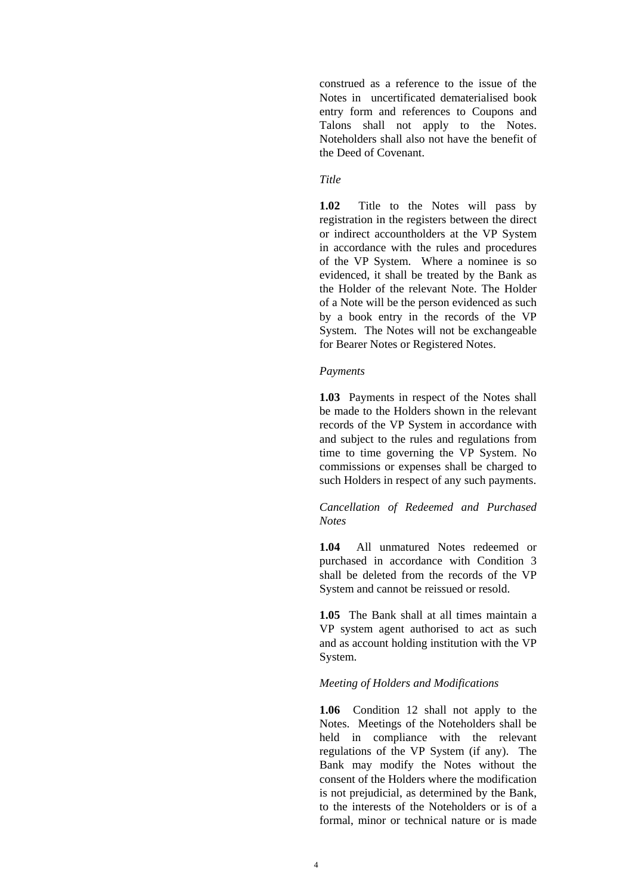construed as a reference to the issue of the Notes in uncertificated dematerialised book entry form and references to Coupons and Talons shall not apply to the Notes. Noteholders shall also not have the benefit of the Deed of Covenant.

*Title*

**1.02** Title to the Notes will pass by registration in the registers between the direct or indirect accountholders at the VP System in accordance with the rules and procedures of the VP System. Where a nominee is so evidenced, it shall be treated by the Bank as the Holder of the relevant Note. The Holder of a Note will be the person evidenced as such by a book entry in the records of the VP System. The Notes will not be exchangeable for Bearer Notes or Registered Notes.

*Payments*

**1.03** Payments in respect of the Notes shall be made to the Holders shown in the relevant records of the VP System in accordance with and subject to the rules and regulations from time to time governing the VP System. No commissions or expenses shall be charged to such Holders in respect of any such payments.

*Cancellation of Redeemed and Purchased Notes*

**1.04** All unmatured Notes redeemed or purchased in accordance with Condition 3 shall be deleted from the records of the VP System and cannot be reissued or resold.

**1.05** The Bank shall at all times maintain a VP system agent authorised to act as such and as account holding institution with the VP System.

*Meeting of Holders and Modifications*

**1.06** Condition 12 shall not apply to the Notes. Meetings of the Noteholders shall be held in compliance with the relevant regulations of the VP System (if any). The Bank may modify the Notes without the consent of the Holders where the modification is not prejudicial, as determined by the Bank, to the interests of the Noteholders or is of a formal, minor or technical nature or is made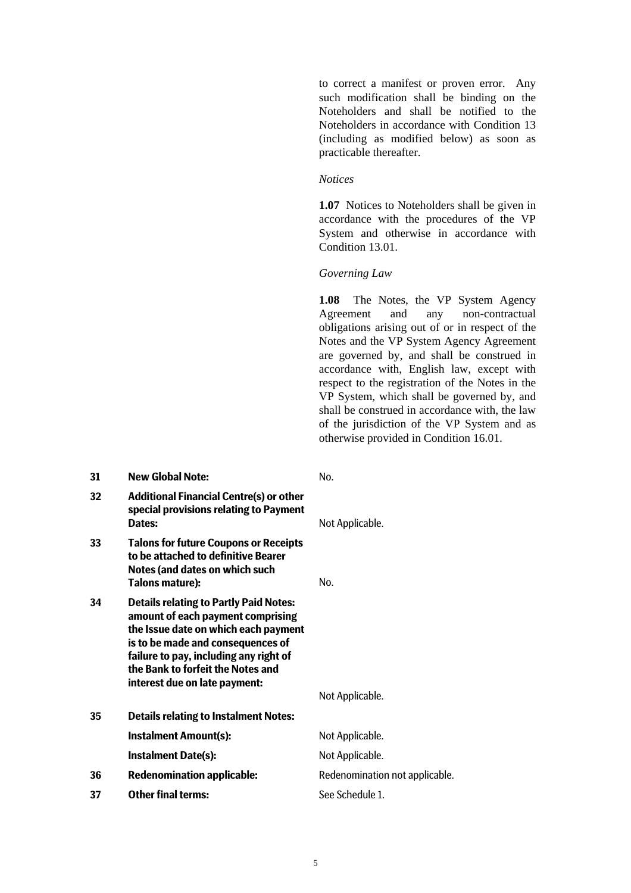to correct a manifest or proven error. Any such modification shall be binding on the Noteholders and shall be notified to the Noteholders in accordance with Condition 13 (including as modified below) as soon as practicable thereafter.

*Notices*

**1.07** Notices to Noteholders shall be given in accordance with the procedures of the VP System and otherwise in accordance with Condition 13.01.

*Governing Law*

**1.08** The Notes, the VP System Agency Agreement and any non-contractual obligations arising out of or in respect of the Notes and the VP System Agency Agreement are governed by, and shall be construed in accordance with, English law, except with respect to the registration of the Notes in the VP System, which shall be governed by, and shall be construed in accordance with, the law of the jurisdiction of the VP System and as otherwise provided in Condition 16.01.

| | | |
|---|---|---|
| **31** | **New Global Note:** | No. |
| **32** | **Additional Financial Centre(s) or other special provisions relating to Payment Dates:** | Not Applicable. |
| **33** | **Talons for future Coupons or Receipts to be attached to definitive Bearer Notes (and dates on which such Talons mature):** | No. |
| **34** | **Details relating to Partly Paid Notes: amount of each payment comprising the Issue date on which each payment is to be made and consequences of failure to pay, including any right of the Bank to forfeit the Notes and interest due on late payment:** | Not Applicable. |
| **35** | **Details relating to Instalment Notes:** | |
| | **Instalment Amount(s):** | Not Applicable. |
| | **Instalment Date(s):** | Not Applicable. |
| **36** | **Redenomination applicable:** | Redenomination not applicable. |
| **37** | **Other final terms:** | See Schedule 1. |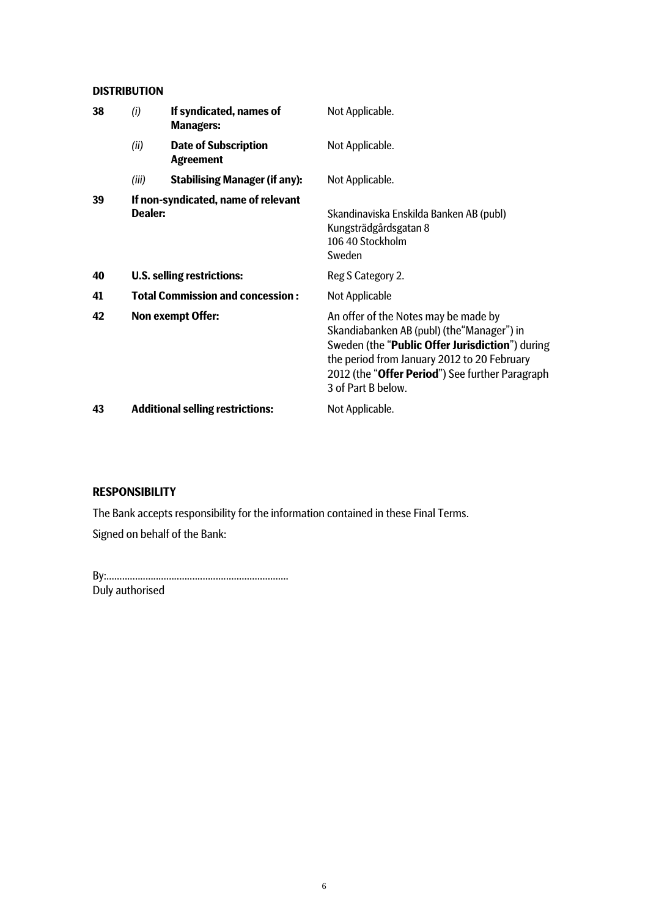**DISTRIBUTION**

| | | | |
|---|---|---|---|
| 38 | *(i)* | **If syndicated, names of Managers:** | Not Applicable. |
| | *(ii)* | **Date of Subscription Agreement** | Not Applicable. |
| | *(iii)* | **Stabilising Manager (if any):** | Not Applicable. |
| 39 | **If non-syndicated, name of relevant Dealer:** | | Skandinaviska Enskilda Banken AB (publ)<br>Kungsträdgårdsgatan 8<br>106 40 Stockholm<br>Sweden |
| 40 | **U.S. selling restrictions:** | | Reg S Category 2. |
| 41 | **Total Commission and concession :** | | Not Applicable |
| 42 | **Non exempt Offer:** | | An offer of the Notes may be made by Skandiabanken AB (publ) (the"Manager") in Sweden (the "**Public Offer Jurisdiction**") during the period from January 2012 to 20 February 2012 (the "**Offer Period**") See further Paragraph 3 of Part B below. |
| 43 | **Additional selling restrictions:** | | Not Applicable. |

**RESPONSIBILITY**

The Bank accepts responsibility for the information contained in these Final Terms.

Signed on behalf of the Bank:

By:.......................................................................
Duly authorised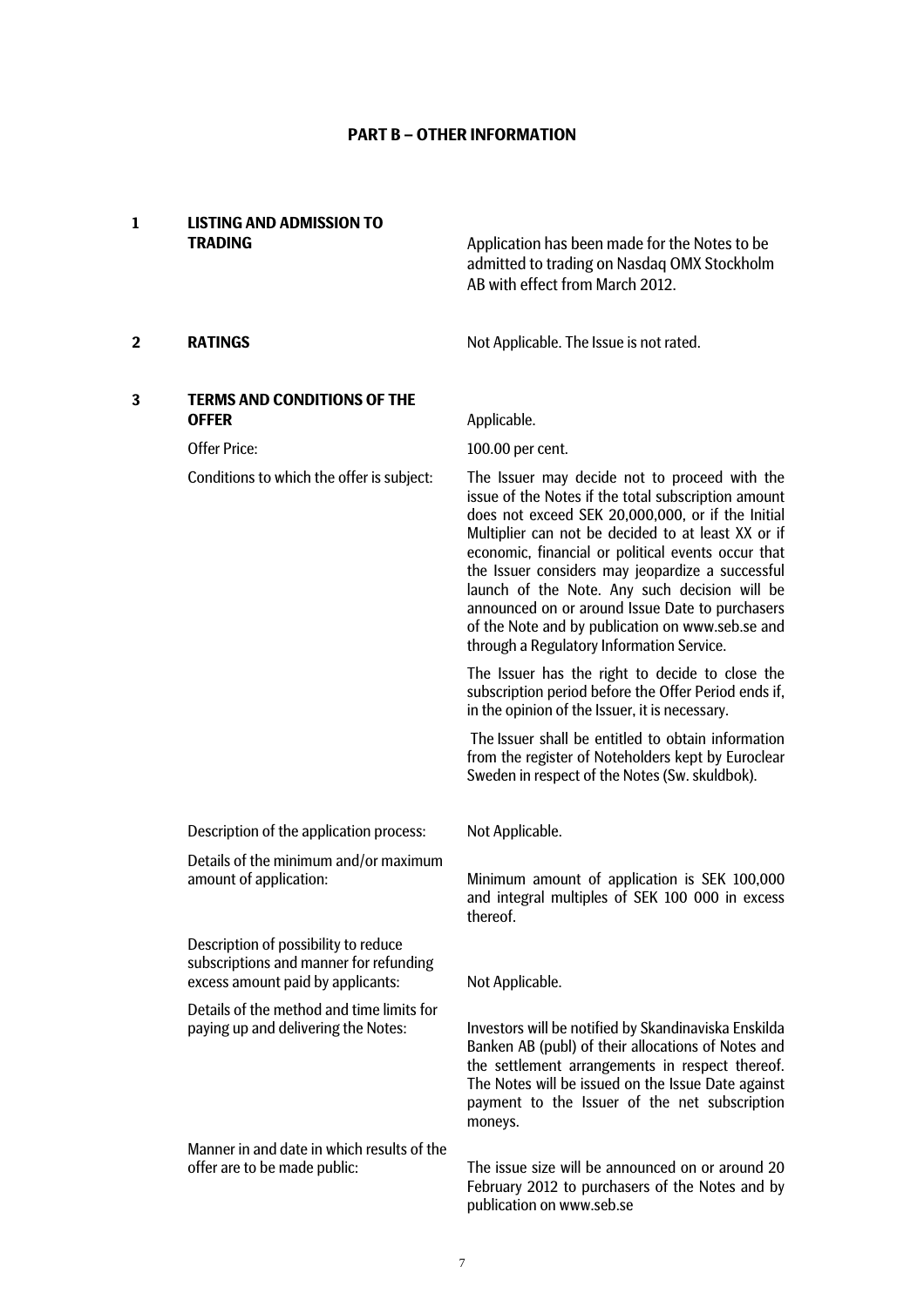## PART B – OTHER INFORMATION

| | | |
|---|---|---|
| **1** | **LISTING AND ADMISSION TO TRADING** | Application has been made for the Notes to be admitted to trading on Nasdaq OMX Stockholm AB with effect from March 2012. |
| **2** | **RATINGS** | Not Applicable. The Issue is not rated. |
| **3** | **TERMS AND CONDITIONS OF THE OFFER** | Applicable. |
| | Offer Price: | 100.00 per cent. |
| | Conditions to which the offer is subject: | The Issuer may decide not to proceed with the issue of the Notes if the total subscription amount does not exceed SEK 20,000,000, or if the Initial Multiplier can not be decided to at least XX or if economic, financial or political events occur that the Issuer considers may jeopardize a successful launch of the Note. Any such decision will be announced on or around Issue Date to purchasers of the Note and by publication on www.seb.se and through a Regulatory Information Service.<br><br>The Issuer has the right to decide to close the subscription period before the Offer Period ends if, in the opinion of the Issuer, it is necessary.<br><br>The Issuer shall be entitled to obtain information from the register of Noteholders kept by Euroclear Sweden in respect of the Notes (Sw. skuldbok). |
| | Description of the application process: | Not Applicable. |
| | Details of the minimum and/or maximum amount of application: | Minimum amount of application is SEK 100,000 and integral multiples of SEK 100 000 in excess thereof. |
| | Description of possibility to reduce subscriptions and manner for refunding excess amount paid by applicants: | Not Applicable. |
| | Details of the method and time limits for paying up and delivering the Notes: | Investors will be notified by Skandinaviska Enskilda Banken AB (publ) of their allocations of Notes and the settlement arrangements in respect thereof. The Notes will be issued on the Issue Date against payment to the Issuer of the net subscription moneys. |
| | Manner in and date in which results of the offer are to be made public: | The issue size will be announced on or around 20 February 2012 to purchasers of the Notes and by publication on www.seb.se |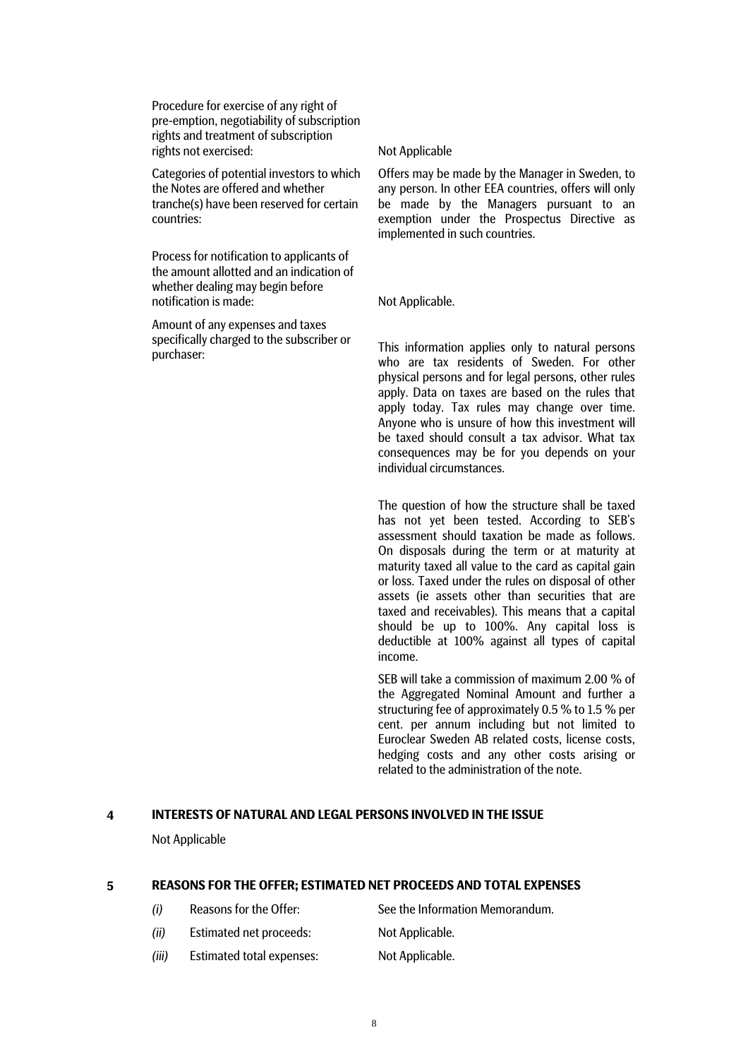| | |
|---|---|
| Procedure for exercise of any right of pre-emption, negotiability of subscription rights and treatment of subscription rights not exercised: | Not Applicable |
| Categories of potential investors to which the Notes are offered and whether tranche(s) have been reserved for certain countries: | Offers may be made by the Manager in Sweden, to any person. In other EEA countries, offers will only be made by the Managers pursuant to an exemption under the Prospectus Directive as implemented in such countries. |
| Process for notification to applicants of the amount allotted and an indication of whether dealing may begin before notification is made: | Not Applicable. |
| Amount of any expenses and taxes specifically charged to the subscriber or purchaser: | This information applies only to natural persons who are tax residents of Sweden. For other physical persons and for legal persons, other rules apply. Data on taxes are based on the rules that apply today. Tax rules may change over time. Anyone who is unsure of how this investment will be taxed should consult a tax advisor. What tax consequences may be for you depends on your individual circumstances.<br><br>The question of how the structure shall be taxed has not yet been tested. According to SEB's assessment should taxation be made as follows. On disposals during the term or at maturity at maturity taxed all value to the card as capital gain or loss. Taxed under the rules on disposal of other assets (ie assets other than securities that are taxed and receivables). This means that a capital should be up to 100%. Any capital loss is deductible at 100% against all types of capital income.<br><br>SEB will take a commission of maximum 2.00 % of the Aggregated Nominal Amount and further a structuring fee of approximately 0.5 % to 1.5 % per cent. per annum including but not limited to Euroclear Sweden AB related costs, license costs, hedging costs and any other costs arising or related to the administration of the note. |

## 4 INTERESTS OF NATURAL AND LEGAL PERSONS INVOLVED IN THE ISSUE

Not Applicable

## 5 REASONS FOR THE OFFER; ESTIMATED NET PROCEEDS AND TOTAL EXPENSES

| | | |
|---|---|---|
| *(i)* | Reasons for the Offer: | See the Information Memorandum. |
| *(ii)* | Estimated net proceeds: | Not Applicable. |
| *(iii)* | Estimated total expenses: | Not Applicable. |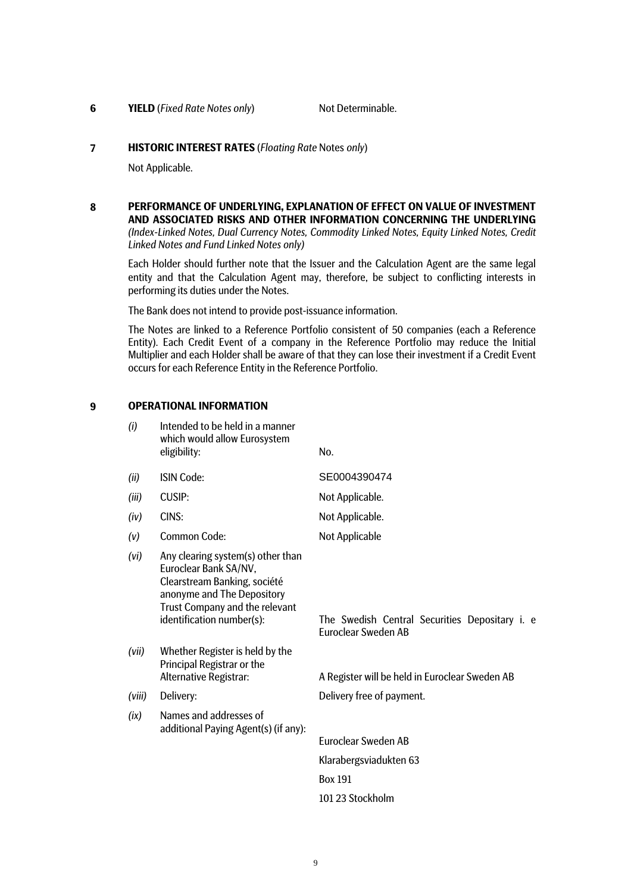**6 YIELD** (*Fixed Rate Notes only*) Not Determinable.

**7 HISTORIC INTEREST RATES** (*Floating Rate* Notes *only*)

Not Applicable.

**8 PERFORMANCE OF UNDERLYING, EXPLANATION OF EFFECT ON VALUE OF INVESTMENT AND ASSOCIATED RISKS AND OTHER INFORMATION CONCERNING THE UNDERLYING** *(Index-Linked Notes, Dual Currency Notes, Commodity Linked Notes, Equity Linked Notes, Credit Linked Notes and Fund Linked Notes only)*

Each Holder should further note that the Issuer and the Calculation Agent are the same legal entity and that the Calculation Agent may, therefore, be subject to conflicting interests in performing its duties under the Notes.

The Bank does not intend to provide post-issuance information.

The Notes are linked to a Reference Portfolio consistent of 50 companies (each a Reference Entity). Each Credit Event of a company in the Reference Portfolio may reduce the Initial Multiplier and each Holder shall be aware of that they can lose their investment if a Credit Event occurs for each Reference Entity in the Reference Portfolio.

**9 OPERATIONAL INFORMATION**

| | | |
|---|---|---|
| *(i)* | Intended to be held in a manner which would allow Eurosystem eligibility: | No. |
| *(ii)* | ISIN Code: | SE0004390474 |
| *(iii)* | CUSIP: | Not Applicable. |
| *(iv)* | CINS: | Not Applicable. |
| *(v)* | Common Code: | Not Applicable |
| *(vi)* | Any clearing system(s) other than Euroclear Bank SA/NV, Clearstream Banking, société anonyme and The Depository Trust Company and the relevant identification number(s): | The Swedish Central Securities Depositary i. e Euroclear Sweden AB |
| *(vii)* | Whether Register is held by the Principal Registrar or the Alternative Registrar: | A Register will be held in Euroclear Sweden AB |
| *(viii)* | Delivery: | Delivery free of payment. |
| *(ix)* | Names and addresses of additional Paying Agent(s) (if any): | Euroclear Sweden AB<br>Klarabergsviadukten 63<br>Box 191<br>101 23 Stockholm |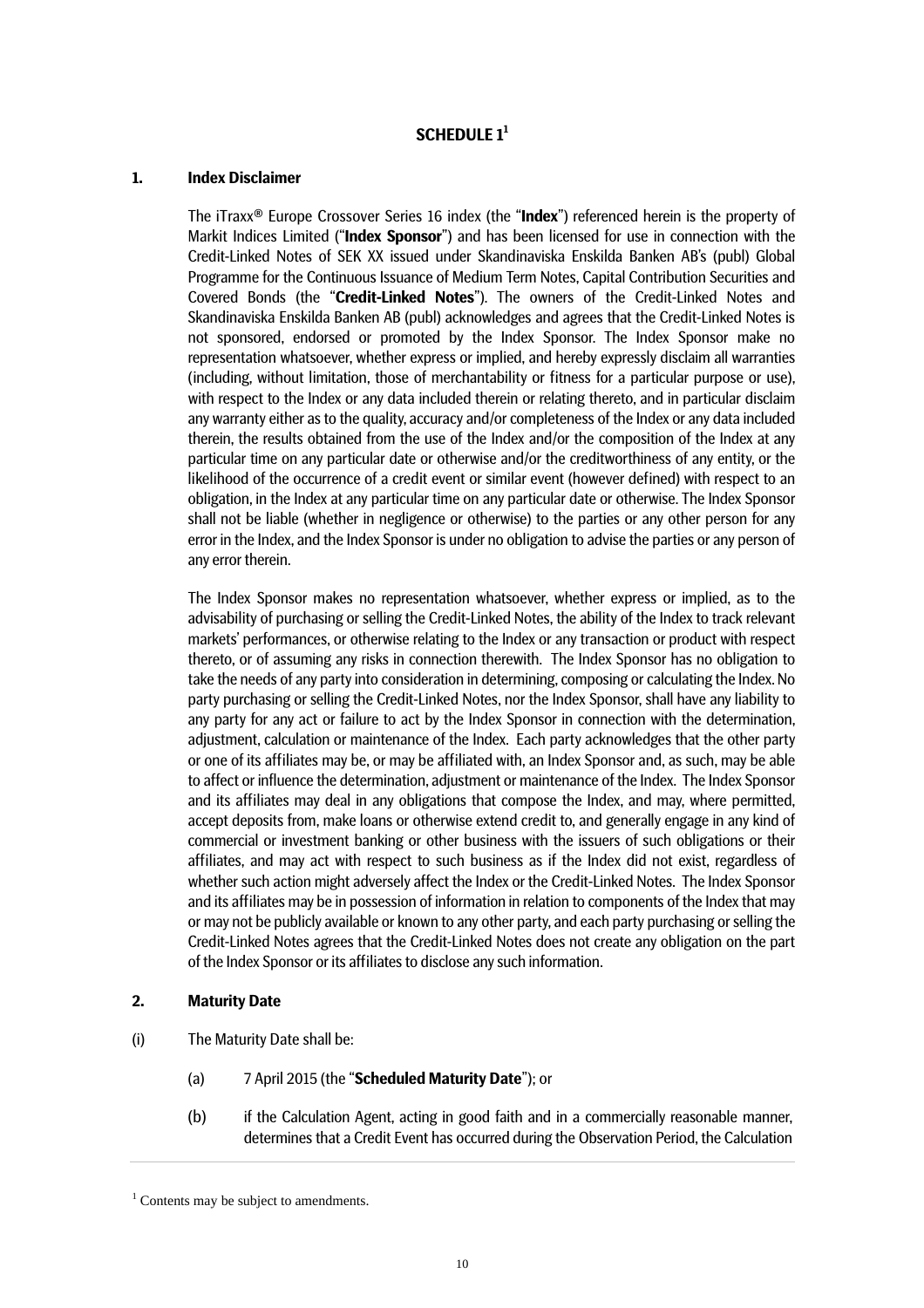# SCHEDULE 1[1]

## 1. Index Disclaimer

The iTraxx® Europe Crossover Series 16 index (the "**Index**") referenced herein is the property of Markit Indices Limited ("**Index Sponsor**") and has been licensed for use in connection with the Credit-Linked Notes of SEK XX issued under Skandinaviska Enskilda Banken AB's (publ) Global Programme for the Continuous Issuance of Medium Term Notes, Capital Contribution Securities and Covered Bonds (the "**Credit-Linked Notes**"). The owners of the Credit-Linked Notes and Skandinaviska Enskilda Banken AB (publ) acknowledges and agrees that the Credit-Linked Notes is not sponsored, endorsed or promoted by the Index Sponsor. The Index Sponsor make no representation whatsoever, whether express or implied, and hereby expressly disclaim all warranties (including, without limitation, those of merchantability or fitness for a particular purpose or use), with respect to the Index or any data included therein or relating thereto, and in particular disclaim any warranty either as to the quality, accuracy and/or completeness of the Index or any data included therein, the results obtained from the use of the Index and/or the composition of the Index at any particular time on any particular date or otherwise and/or the creditworthiness of any entity, or the likelihood of the occurrence of a credit event or similar event (however defined) with respect to an obligation, in the Index at any particular time on any particular date or otherwise. The Index Sponsor shall not be liable (whether in negligence or otherwise) to the parties or any other person for any error in the Index, and the Index Sponsor is under no obligation to advise the parties or any person of any error therein.

The Index Sponsor makes no representation whatsoever, whether express or implied, as to the advisability of purchasing or selling the Credit-Linked Notes, the ability of the Index to track relevant markets' performances, or otherwise relating to the Index or any transaction or product with respect thereto, or of assuming any risks in connection therewith. The Index Sponsor has no obligation to take the needs of any party into consideration in determining, composing or calculating the Index. No party purchasing or selling the Credit-Linked Notes, nor the Index Sponsor, shall have any liability to any party for any act or failure to act by the Index Sponsor in connection with the determination, adjustment, calculation or maintenance of the Index. Each party acknowledges that the other party or one of its affiliates may be, or may be affiliated with, an Index Sponsor and, as such, may be able to affect or influence the determination, adjustment or maintenance of the Index. The Index Sponsor and its affiliates may deal in any obligations that compose the Index, and may, where permitted, accept deposits from, make loans or otherwise extend credit to, and generally engage in any kind of commercial or investment banking or other business with the issuers of such obligations or their affiliates, and may act with respect to such business as if the Index did not exist, regardless of whether such action might adversely affect the Index or the Credit-Linked Notes. The Index Sponsor and its affiliates may be in possession of information in relation to components of the Index that may or may not be publicly available or known to any other party, and each party purchasing or selling the Credit-Linked Notes agrees that the Credit-Linked Notes does not create any obligation on the part of the Index Sponsor or its affiliates to disclose any such information.

## 2. Maturity Date

(i) The Maturity Date shall be:

(a) 7 April 2015 (the "**Scheduled Maturity Date**"); or

(b) if the Calculation Agent, acting in good faith and in a commercially reasonable manner, determines that a Credit Event has occurred during the Observation Period, the Calculation

[1] Contents may be subject to amendments.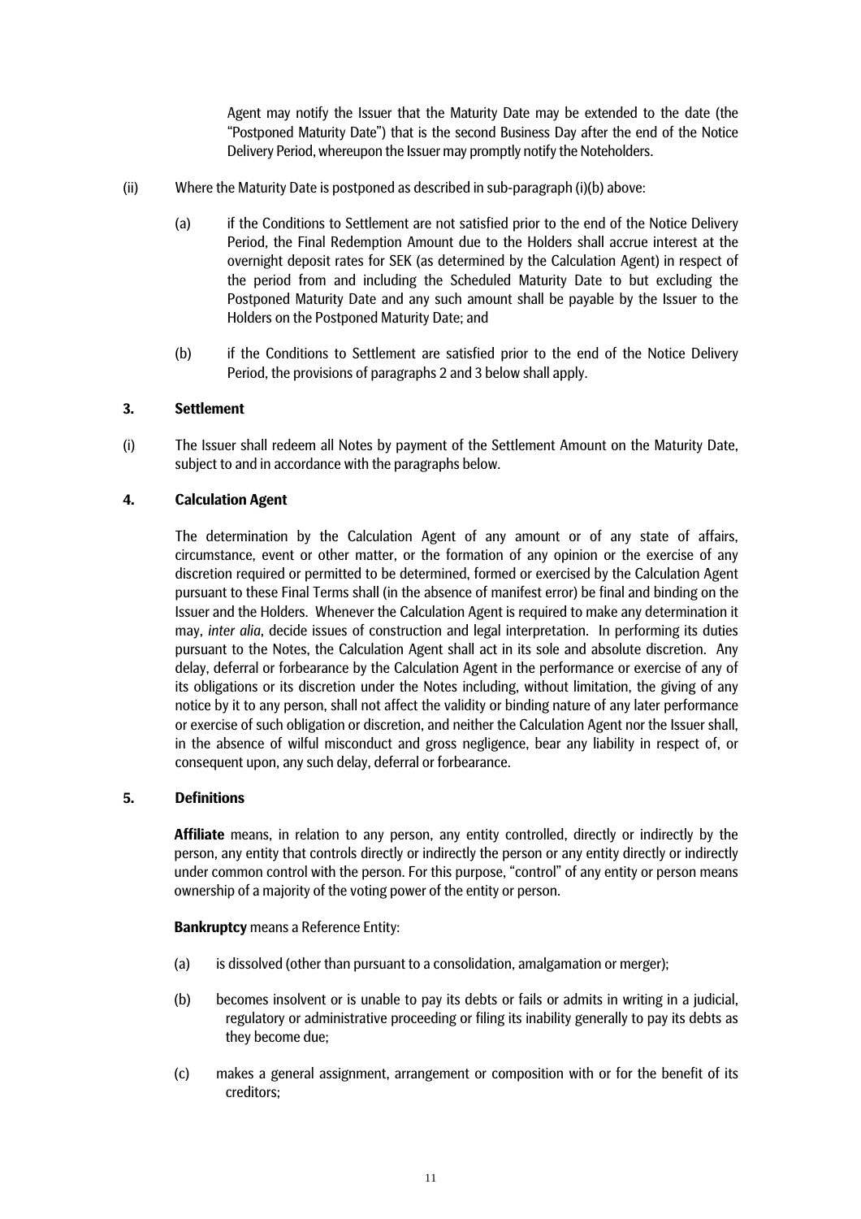Agent may notify the Issuer that the Maturity Date may be extended to the date (the "Postponed Maturity Date") that is the second Business Day after the end of the Notice Delivery Period, whereupon the Issuer may promptly notify the Noteholders.

(ii) Where the Maturity Date is postponed as described in sub-paragraph (i)(b) above:

(a) if the Conditions to Settlement are not satisfied prior to the end of the Notice Delivery Period, the Final Redemption Amount due to the Holders shall accrue interest at the overnight deposit rates for SEK (as determined by the Calculation Agent) in respect of the period from and including the Scheduled Maturity Date to but excluding the Postponed Maturity Date and any such amount shall be payable by the Issuer to the Holders on the Postponed Maturity Date; and

(b) if the Conditions to Settlement are satisfied prior to the end of the Notice Delivery Period, the provisions of paragraphs 2 and 3 below shall apply.

### 3. Settlement

(i) The Issuer shall redeem all Notes by payment of the Settlement Amount on the Maturity Date, subject to and in accordance with the paragraphs below.

### 4. Calculation Agent

The determination by the Calculation Agent of any amount or of any state of affairs, circumstance, event or other matter, or the formation of any opinion or the exercise of any discretion required or permitted to be determined, formed or exercised by the Calculation Agent pursuant to these Final Terms shall (in the absence of manifest error) be final and binding on the Issuer and the Holders. Whenever the Calculation Agent is required to make any determination it may, *inter alia*, decide issues of construction and legal interpretation. In performing its duties pursuant to the Notes, the Calculation Agent shall act in its sole and absolute discretion. Any delay, deferral or forbearance by the Calculation Agent in the performance or exercise of any of its obligations or its discretion under the Notes including, without limitation, the giving of any notice by it to any person, shall not affect the validity or binding nature of any later performance or exercise of such obligation or discretion, and neither the Calculation Agent nor the Issuer shall, in the absence of wilful misconduct and gross negligence, bear any liability in respect of, or consequent upon, any such delay, deferral or forbearance.

### 5. Definitions

**Affiliate** means, in relation to any person, any entity controlled, directly or indirectly by the person, any entity that controls directly or indirectly the person or any entity directly or indirectly under common control with the person. For this purpose, "control" of any entity or person means ownership of a majority of the voting power of the entity or person.

**Bankruptcy** means a Reference Entity:

(a) is dissolved (other than pursuant to a consolidation, amalgamation or merger);

(b) becomes insolvent or is unable to pay its debts or fails or admits in writing in a judicial, regulatory or administrative proceeding or filing its inability generally to pay its debts as they become due;

(c) makes a general assignment, arrangement or composition with or for the benefit of its creditors;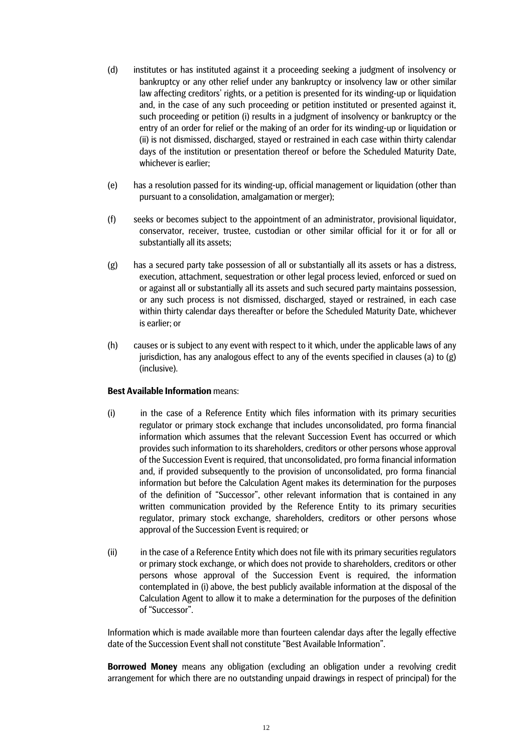(d) institutes or has instituted against it a proceeding seeking a judgment of insolvency or bankruptcy or any other relief under any bankruptcy or insolvency law or other similar law affecting creditors' rights, or a petition is presented for its winding-up or liquidation and, in the case of any such proceeding or petition instituted or presented against it, such proceeding or petition (i) results in a judgment of insolvency or bankruptcy or the entry of an order for relief or the making of an order for its winding-up or liquidation or (ii) is not dismissed, discharged, stayed or restrained in each case within thirty calendar days of the institution or presentation thereof or before the Scheduled Maturity Date, whichever is earlier;

(e) has a resolution passed for its winding-up, official management or liquidation (other than pursuant to a consolidation, amalgamation or merger);

(f) seeks or becomes subject to the appointment of an administrator, provisional liquidator, conservator, receiver, trustee, custodian or other similar official for it or for all or substantially all its assets;

(g) has a secured party take possession of all or substantially all its assets or has a distress, execution, attachment, sequestration or other legal process levied, enforced or sued on or against all or substantially all its assets and such secured party maintains possession, or any such process is not dismissed, discharged, stayed or restrained, in each case within thirty calendar days thereafter or before the Scheduled Maturity Date, whichever is earlier; or

(h) causes or is subject to any event with respect to it which, under the applicable laws of any jurisdiction, has any analogous effect to any of the events specified in clauses (a) to (g) (inclusive).

**Best Available Information** means:

(i) in the case of a Reference Entity which files information with its primary securities regulator or primary stock exchange that includes unconsolidated, pro forma financial information which assumes that the relevant Succession Event has occurred or which provides such information to its shareholders, creditors or other persons whose approval of the Succession Event is required, that unconsolidated, pro forma financial information and, if provided subsequently to the provision of unconsolidated, pro forma financial information but before the Calculation Agent makes its determination for the purposes of the definition of "Successor", other relevant information that is contained in any written communication provided by the Reference Entity to its primary securities regulator, primary stock exchange, shareholders, creditors or other persons whose approval of the Succession Event is required; or

(ii) in the case of a Reference Entity which does not file with its primary securities regulators or primary stock exchange, or which does not provide to shareholders, creditors or other persons whose approval of the Succession Event is required, the information contemplated in (i) above, the best publicly available information at the disposal of the Calculation Agent to allow it to make a determination for the purposes of the definition of "Successor".

Information which is made available more than fourteen calendar days after the legally effective date of the Succession Event shall not constitute "Best Available Information".

**Borrowed Money** means any obligation (excluding an obligation under a revolving credit arrangement for which there are no outstanding unpaid drawings in respect of principal) for the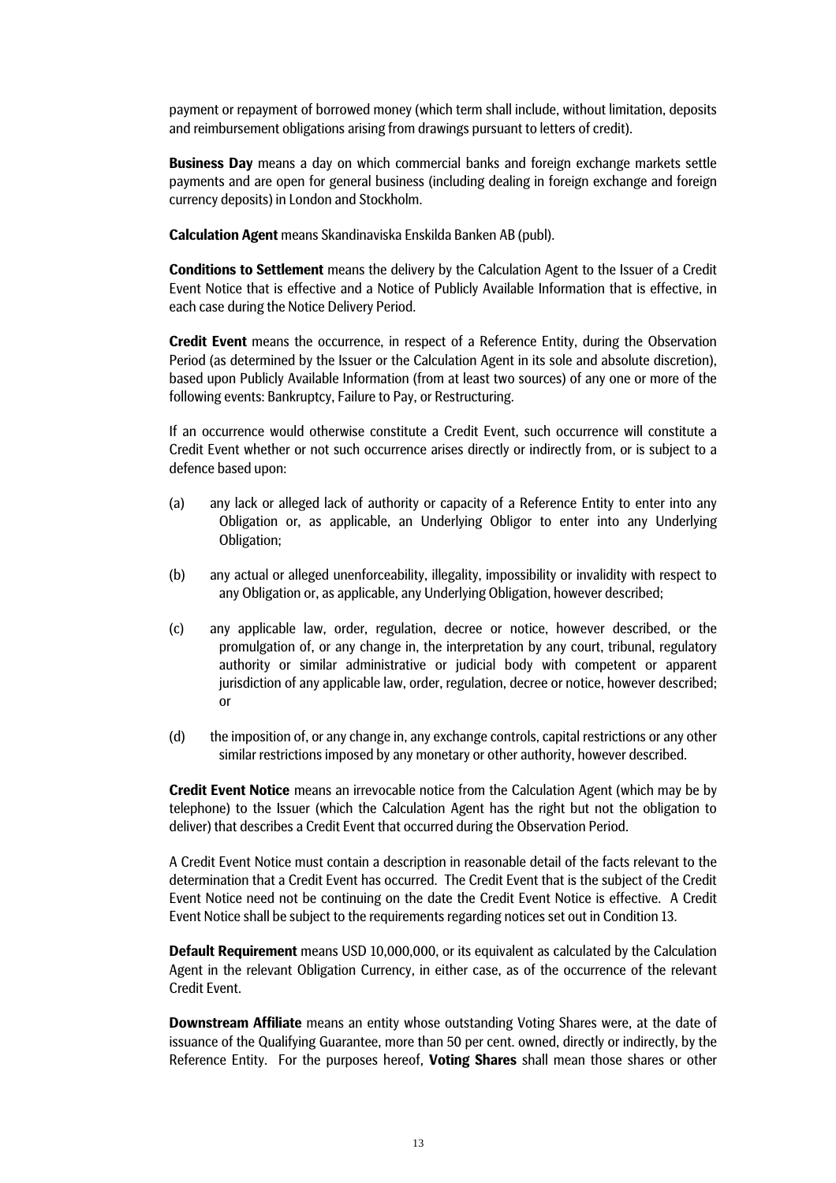payment or repayment of borrowed money (which term shall include, without limitation, deposits and reimbursement obligations arising from drawings pursuant to letters of credit).

**Business Day** means a day on which commercial banks and foreign exchange markets settle payments and are open for general business (including dealing in foreign exchange and foreign currency deposits) in London and Stockholm.

**Calculation Agent** means Skandinaviska Enskilda Banken AB (publ).

**Conditions to Settlement** means the delivery by the Calculation Agent to the Issuer of a Credit Event Notice that is effective and a Notice of Publicly Available Information that is effective, in each case during the Notice Delivery Period.

**Credit Event** means the occurrence, in respect of a Reference Entity, during the Observation Period (as determined by the Issuer or the Calculation Agent in its sole and absolute discretion), based upon Publicly Available Information (from at least two sources) of any one or more of the following events: Bankruptcy, Failure to Pay, or Restructuring.

If an occurrence would otherwise constitute a Credit Event, such occurrence will constitute a Credit Event whether or not such occurrence arises directly or indirectly from, or is subject to a defence based upon:

(a) any lack or alleged lack of authority or capacity of a Reference Entity to enter into any Obligation or, as applicable, an Underlying Obligor to enter into any Underlying Obligation;

(b) any actual or alleged unenforceability, illegality, impossibility or invalidity with respect to any Obligation or, as applicable, any Underlying Obligation, however described;

(c) any applicable law, order, regulation, decree or notice, however described, or the promulgation of, or any change in, the interpretation by any court, tribunal, regulatory authority or similar administrative or judicial body with competent or apparent jurisdiction of any applicable law, order, regulation, decree or notice, however described; or

(d) the imposition of, or any change in, any exchange controls, capital restrictions or any other similar restrictions imposed by any monetary or other authority, however described.

**Credit Event Notice** means an irrevocable notice from the Calculation Agent (which may be by telephone) to the Issuer (which the Calculation Agent has the right but not the obligation to deliver) that describes a Credit Event that occurred during the Observation Period.

A Credit Event Notice must contain a description in reasonable detail of the facts relevant to the determination that a Credit Event has occurred. The Credit Event that is the subject of the Credit Event Notice need not be continuing on the date the Credit Event Notice is effective. A Credit Event Notice shall be subject to the requirements regarding notices set out in Condition 13.

**Default Requirement** means USD 10,000,000, or its equivalent as calculated by the Calculation Agent in the relevant Obligation Currency, in either case, as of the occurrence of the relevant Credit Event.

**Downstream Affiliate** means an entity whose outstanding Voting Shares were, at the date of issuance of the Qualifying Guarantee, more than 50 per cent. owned, directly or indirectly, by the Reference Entity. For the purposes hereof, **Voting Shares** shall mean those shares or other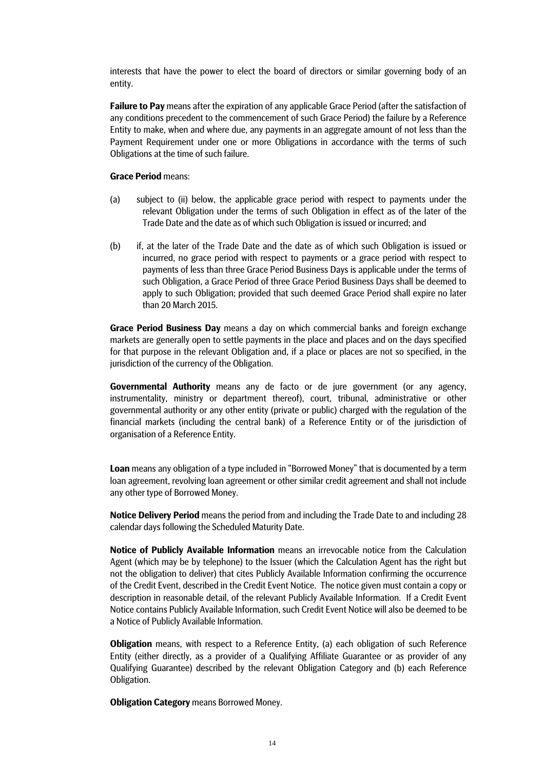interests that have the power to elect the board of directors or similar governing body of an entity.

**Failure to Pay** means after the expiration of any applicable Grace Period (after the satisfaction of any conditions precedent to the commencement of such Grace Period) the failure by a Reference Entity to make, when and where due, any payments in an aggregate amount of not less than the Payment Requirement under one or more Obligations in accordance with the terms of such Obligations at the time of such failure.

**Grace Period** means:

(a) subject to (ii) below, the applicable grace period with respect to payments under the relevant Obligation under the terms of such Obligation in effect as of the later of the Trade Date and the date as of which such Obligation is issued or incurred; and

(b) if, at the later of the Trade Date and the date as of which such Obligation is issued or incurred, no grace period with respect to payments or a grace period with respect to payments of less than three Grace Period Business Days is applicable under the terms of such Obligation, a Grace Period of three Grace Period Business Days shall be deemed to apply to such Obligation; provided that such deemed Grace Period shall expire no later than 20 March 2015.

**Grace Period Business Day** means a day on which commercial banks and foreign exchange markets are generally open to settle payments in the place and places and on the days specified for that purpose in the relevant Obligation and, if a place or places are not so specified, in the jurisdiction of the currency of the Obligation.

**Governmental Authority** means any de facto or de jure government (or any agency, instrumentality, ministry or department thereof), court, tribunal, administrative or other governmental authority or any other entity (private or public) charged with the regulation of the financial markets (including the central bank) of a Reference Entity or of the jurisdiction of organisation of a Reference Entity.

**Loan** means any obligation of a type included in "Borrowed Money" that is documented by a term loan agreement, revolving loan agreement or other similar credit agreement and shall not include any other type of Borrowed Money.

**Notice Delivery Period** means the period from and including the Trade Date to and including 28 calendar days following the Scheduled Maturity Date.

**Notice of Publicly Available Information** means an irrevocable notice from the Calculation Agent (which may be by telephone) to the Issuer (which the Calculation Agent has the right but not the obligation to deliver) that cites Publicly Available Information confirming the occurrence of the Credit Event, described in the Credit Event Notice. The notice given must contain a copy or description in reasonable detail, of the relevant Publicly Available Information. If a Credit Event Notice contains Publicly Available Information, such Credit Event Notice will also be deemed to be a Notice of Publicly Available Information.

**Obligation** means, with respect to a Reference Entity, (a) each obligation of such Reference Entity (either directly, as a provider of a Qualifying Affiliate Guarantee or as provider of any Qualifying Guarantee) described by the relevant Obligation Category and (b) each Reference Obligation.

**Obligation Category** means Borrowed Money.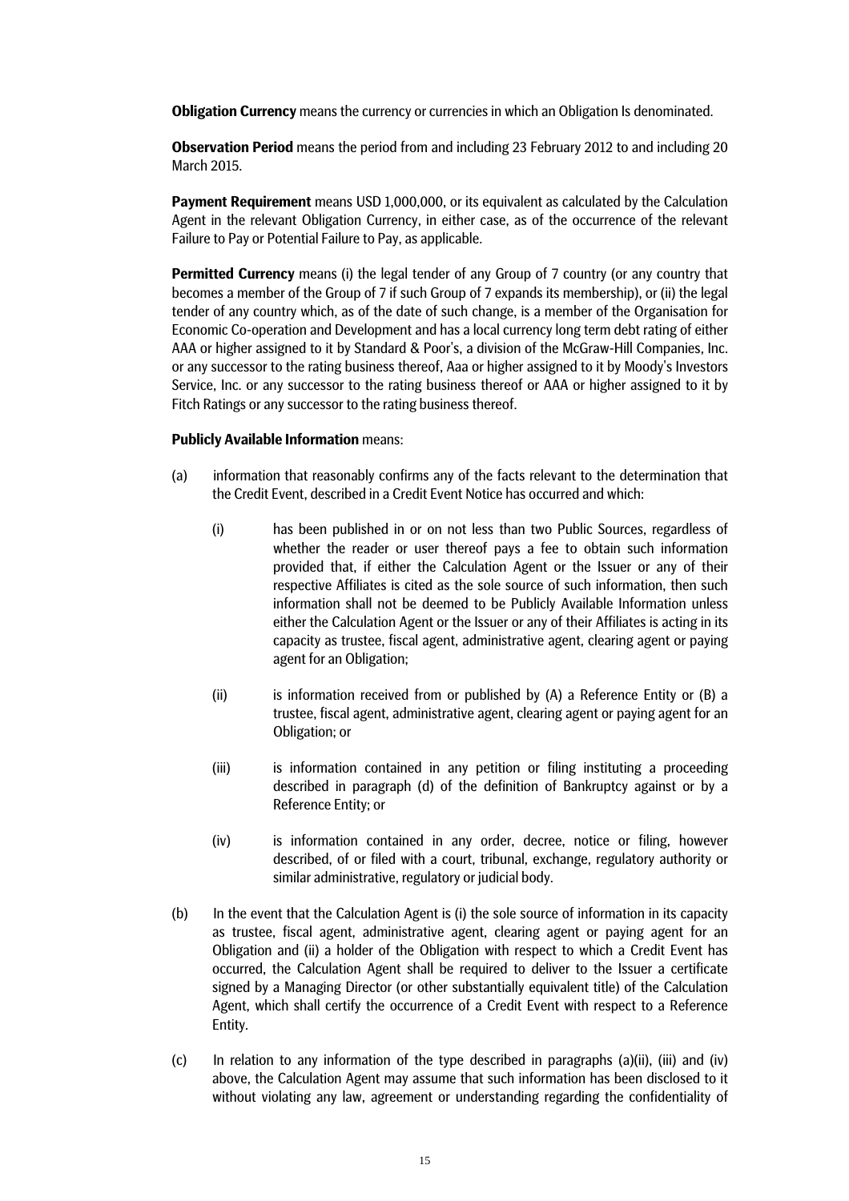**Obligation Currency** means the currency or currencies in which an Obligation Is denominated.

**Observation Period** means the period from and including 23 February 2012 to and including 20 March 2015.

**Payment Requirement** means USD 1,000,000, or its equivalent as calculated by the Calculation Agent in the relevant Obligation Currency, in either case, as of the occurrence of the relevant Failure to Pay or Potential Failure to Pay, as applicable.

**Permitted Currency** means (i) the legal tender of any Group of 7 country (or any country that becomes a member of the Group of 7 if such Group of 7 expands its membership), or (ii) the legal tender of any country which, as of the date of such change, is a member of the Organisation for Economic Co-operation and Development and has a local currency long term debt rating of either AAA or higher assigned to it by Standard & Poor's, a division of the McGraw-Hill Companies, Inc. or any successor to the rating business thereof, Aaa or higher assigned to it by Moody's Investors Service, Inc. or any successor to the rating business thereof or AAA or higher assigned to it by Fitch Ratings or any successor to the rating business thereof.

**Publicly Available Information** means:

(a) information that reasonably confirms any of the facts relevant to the determination that the Credit Event, described in a Credit Event Notice has occurred and which:

   (i) has been published in or on not less than two Public Sources, regardless of whether the reader or user thereof pays a fee to obtain such information provided that, if either the Calculation Agent or the Issuer or any of their respective Affiliates is cited as the sole source of such information, then such information shall not be deemed to be Publicly Available Information unless either the Calculation Agent or the Issuer or any of their Affiliates is acting in its capacity as trustee, fiscal agent, administrative agent, clearing agent or paying agent for an Obligation;

   (ii) is information received from or published by (A) a Reference Entity or (B) a trustee, fiscal agent, administrative agent, clearing agent or paying agent for an Obligation; or

   (iii) is information contained in any petition or filing instituting a proceeding described in paragraph (d) of the definition of Bankruptcy against or by a Reference Entity; or

   (iv) is information contained in any order, decree, notice or filing, however described, of or filed with a court, tribunal, exchange, regulatory authority or similar administrative, regulatory or judicial body.

(b) In the event that the Calculation Agent is (i) the sole source of information in its capacity as trustee, fiscal agent, administrative agent, clearing agent or paying agent for an Obligation and (ii) a holder of the Obligation with respect to which a Credit Event has occurred, the Calculation Agent shall be required to deliver to the Issuer a certificate signed by a Managing Director (or other substantially equivalent title) of the Calculation Agent, which shall certify the occurrence of a Credit Event with respect to a Reference Entity.

(c) In relation to any information of the type described in paragraphs (a)(ii), (iii) and (iv) above, the Calculation Agent may assume that such information has been disclosed to it without violating any law, agreement or understanding regarding the confidentiality of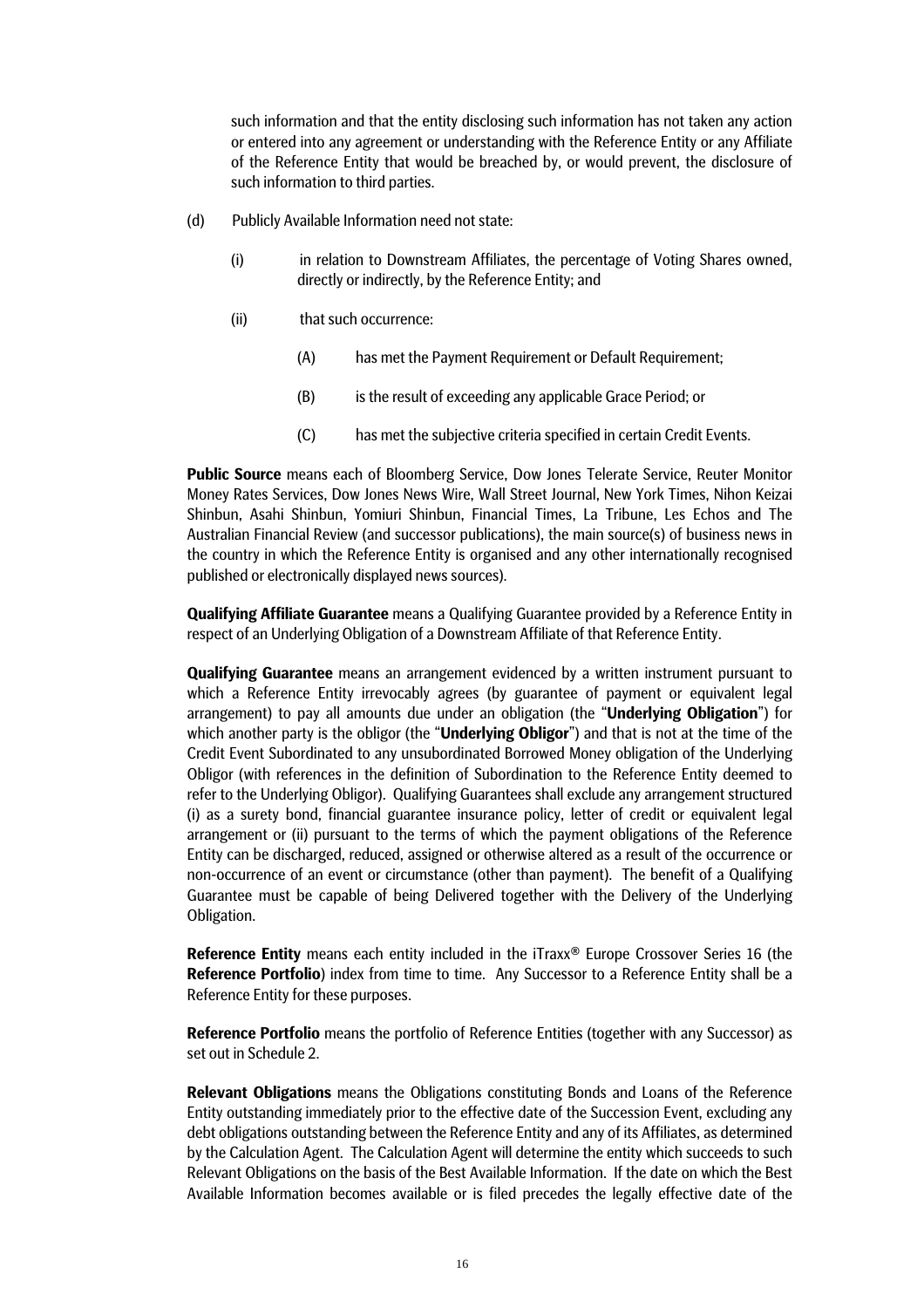such information and that the entity disclosing such information has not taken any action or entered into any agreement or understanding with the Reference Entity or any Affiliate of the Reference Entity that would be breached by, or would prevent, the disclosure of such information to third parties.

(d) Publicly Available Information need not state:

(i) in relation to Downstream Affiliates, the percentage of Voting Shares owned, directly or indirectly, by the Reference Entity; and

(ii) that such occurrence:

(A) has met the Payment Requirement or Default Requirement;

(B) is the result of exceeding any applicable Grace Period; or

(C) has met the subjective criteria specified in certain Credit Events.

**Public Source** means each of Bloomberg Service, Dow Jones Telerate Service, Reuter Monitor Money Rates Services, Dow Jones News Wire, Wall Street Journal, New York Times, Nihon Keizai Shinbun, Asahi Shinbun, Yomiuri Shinbun, Financial Times, La Tribune, Les Echos and The Australian Financial Review (and successor publications), the main source(s) of business news in the country in which the Reference Entity is organised and any other internationally recognised published or electronically displayed news sources).

**Qualifying Affiliate Guarantee** means a Qualifying Guarantee provided by a Reference Entity in respect of an Underlying Obligation of a Downstream Affiliate of that Reference Entity.

**Qualifying Guarantee** means an arrangement evidenced by a written instrument pursuant to which a Reference Entity irrevocably agrees (by guarantee of payment or equivalent legal arrangement) to pay all amounts due under an obligation (the "**Underlying Obligation**") for which another party is the obligor (the "**Underlying Obligor**") and that is not at the time of the Credit Event Subordinated to any unsubordinated Borrowed Money obligation of the Underlying Obligor (with references in the definition of Subordination to the Reference Entity deemed to refer to the Underlying Obligor). Qualifying Guarantees shall exclude any arrangement structured (i) as a surety bond, financial guarantee insurance policy, letter of credit or equivalent legal arrangement or (ii) pursuant to the terms of which the payment obligations of the Reference Entity can be discharged, reduced, assigned or otherwise altered as a result of the occurrence or non-occurrence of an event or circumstance (other than payment). The benefit of a Qualifying Guarantee must be capable of being Delivered together with the Delivery of the Underlying Obligation.

**Reference Entity** means each entity included in the iTraxx® Europe Crossover Series 16 (the **Reference Portfolio**) index from time to time. Any Successor to a Reference Entity shall be a Reference Entity for these purposes.

**Reference Portfolio** means the portfolio of Reference Entities (together with any Successor) as set out in Schedule 2.

**Relevant Obligations** means the Obligations constituting Bonds and Loans of the Reference Entity outstanding immediately prior to the effective date of the Succession Event, excluding any debt obligations outstanding between the Reference Entity and any of its Affiliates, as determined by the Calculation Agent. The Calculation Agent will determine the entity which succeeds to such Relevant Obligations on the basis of the Best Available Information. If the date on which the Best Available Information becomes available or is filed precedes the legally effective date of the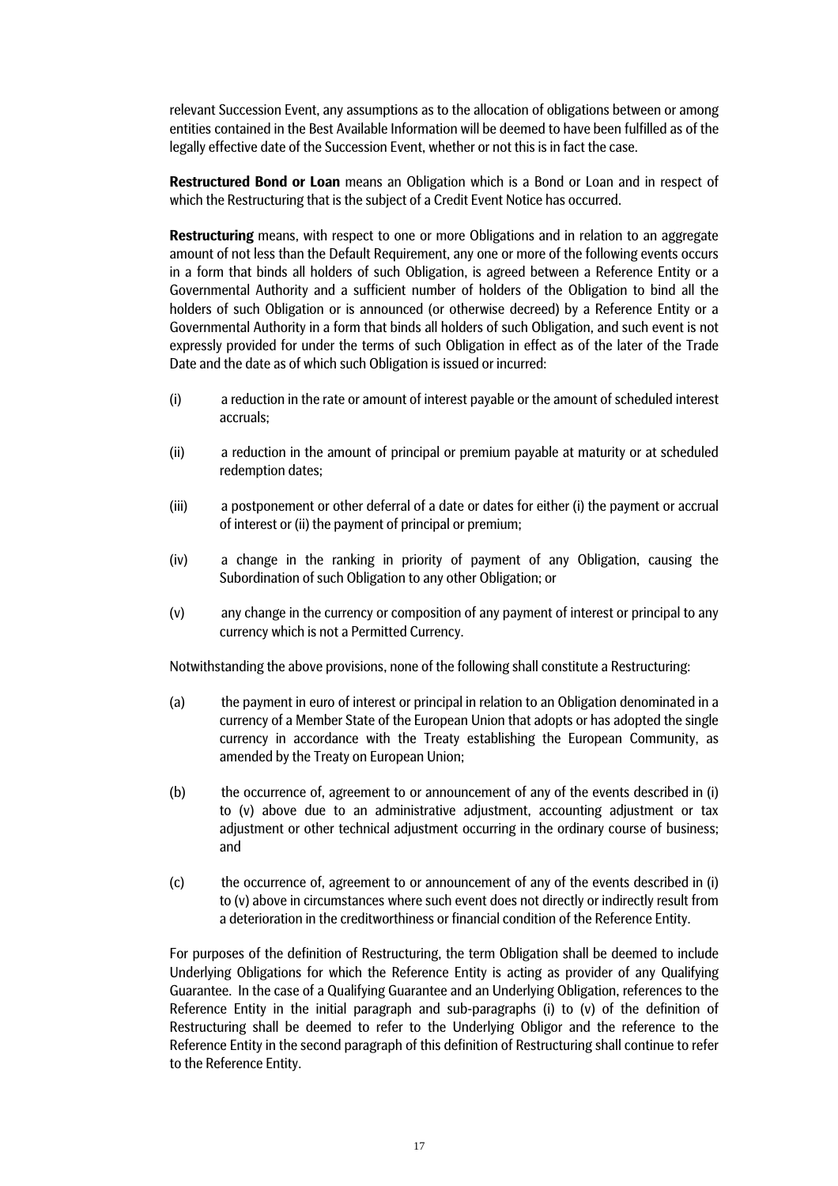relevant Succession Event, any assumptions as to the allocation of obligations between or among entities contained in the Best Available Information will be deemed to have been fulfilled as of the legally effective date of the Succession Event, whether or not this is in fact the case.

**Restructured Bond or Loan** means an Obligation which is a Bond or Loan and in respect of which the Restructuring that is the subject of a Credit Event Notice has occurred.

**Restructuring** means, with respect to one or more Obligations and in relation to an aggregate amount of not less than the Default Requirement, any one or more of the following events occurs in a form that binds all holders of such Obligation, is agreed between a Reference Entity or a Governmental Authority and a sufficient number of holders of the Obligation to bind all the holders of such Obligation or is announced (or otherwise decreed) by a Reference Entity or a Governmental Authority in a form that binds all holders of such Obligation, and such event is not expressly provided for under the terms of such Obligation in effect as of the later of the Trade Date and the date as of which such Obligation is issued or incurred:

(i) a reduction in the rate or amount of interest payable or the amount of scheduled interest accruals;

(ii) a reduction in the amount of principal or premium payable at maturity or at scheduled redemption dates;

(iii) a postponement or other deferral of a date or dates for either (i) the payment or accrual of interest or (ii) the payment of principal or premium;

(iv) a change in the ranking in priority of payment of any Obligation, causing the Subordination of such Obligation to any other Obligation; or

(v) any change in the currency or composition of any payment of interest or principal to any currency which is not a Permitted Currency.

Notwithstanding the above provisions, none of the following shall constitute a Restructuring:

(a) the payment in euro of interest or principal in relation to an Obligation denominated in a currency of a Member State of the European Union that adopts or has adopted the single currency in accordance with the Treaty establishing the European Community, as amended by the Treaty on European Union;

(b) the occurrence of, agreement to or announcement of any of the events described in (i) to (v) above due to an administrative adjustment, accounting adjustment or tax adjustment or other technical adjustment occurring in the ordinary course of business; and

(c) the occurrence of, agreement to or announcement of any of the events described in (i) to (v) above in circumstances where such event does not directly or indirectly result from a deterioration in the creditworthiness or financial condition of the Reference Entity.

For purposes of the definition of Restructuring, the term Obligation shall be deemed to include Underlying Obligations for which the Reference Entity is acting as provider of any Qualifying Guarantee. In the case of a Qualifying Guarantee and an Underlying Obligation, references to the Reference Entity in the initial paragraph and sub-paragraphs (i) to (v) of the definition of Restructuring shall be deemed to refer to the Underlying Obligor and the reference to the Reference Entity in the second paragraph of this definition of Restructuring shall continue to refer to the Reference Entity.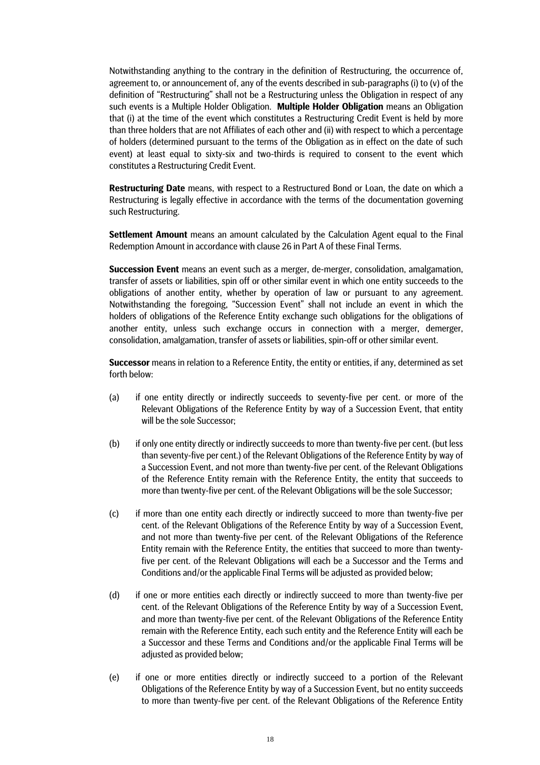Notwithstanding anything to the contrary in the definition of Restructuring, the occurrence of, agreement to, or announcement of, any of the events described in sub-paragraphs (i) to (v) of the definition of "Restructuring" shall not be a Restructuring unless the Obligation in respect of any such events is a Multiple Holder Obligation. **Multiple Holder Obligation** means an Obligation that (i) at the time of the event which constitutes a Restructuring Credit Event is held by more than three holders that are not Affiliates of each other and (ii) with respect to which a percentage of holders (determined pursuant to the terms of the Obligation as in effect on the date of such event) at least equal to sixty-six and two-thirds is required to consent to the event which constitutes a Restructuring Credit Event.

**Restructuring Date** means, with respect to a Restructured Bond or Loan, the date on which a Restructuring is legally effective in accordance with the terms of the documentation governing such Restructuring.

**Settlement Amount** means an amount calculated by the Calculation Agent equal to the Final Redemption Amount in accordance with clause 26 in Part A of these Final Terms.

**Succession Event** means an event such as a merger, de-merger, consolidation, amalgamation, transfer of assets or liabilities, spin off or other similar event in which one entity succeeds to the obligations of another entity, whether by operation of law or pursuant to any agreement. Notwithstanding the foregoing, "Succession Event" shall not include an event in which the holders of obligations of the Reference Entity exchange such obligations for the obligations of another entity, unless such exchange occurs in connection with a merger, demerger, consolidation, amalgamation, transfer of assets or liabilities, spin-off or other similar event.

**Successor** means in relation to a Reference Entity, the entity or entities, if any, determined as set forth below:

(a) if one entity directly or indirectly succeeds to seventy-five per cent. or more of the Relevant Obligations of the Reference Entity by way of a Succession Event, that entity will be the sole Successor;

(b) if only one entity directly or indirectly succeeds to more than twenty-five per cent. (but less than seventy-five per cent.) of the Relevant Obligations of the Reference Entity by way of a Succession Event, and not more than twenty-five per cent. of the Relevant Obligations of the Reference Entity remain with the Reference Entity, the entity that succeeds to more than twenty-five per cent. of the Relevant Obligations will be the sole Successor;

(c) if more than one entity each directly or indirectly succeed to more than twenty-five per cent. of the Relevant Obligations of the Reference Entity by way of a Succession Event, and not more than twenty-five per cent. of the Relevant Obligations of the Reference Entity remain with the Reference Entity, the entities that succeed to more than twenty-five per cent. of the Relevant Obligations will each be a Successor and the Terms and Conditions and/or the applicable Final Terms will be adjusted as provided below;

(d) if one or more entities each directly or indirectly succeed to more than twenty-five per cent. of the Relevant Obligations of the Reference Entity by way of a Succession Event, and more than twenty-five per cent. of the Relevant Obligations of the Reference Entity remain with the Reference Entity, each such entity and the Reference Entity will each be a Successor and these Terms and Conditions and/or the applicable Final Terms will be adjusted as provided below;

(e) if one or more entities directly or indirectly succeed to a portion of the Relevant Obligations of the Reference Entity by way of a Succession Event, but no entity succeeds to more than twenty-five per cent. of the Relevant Obligations of the Reference Entity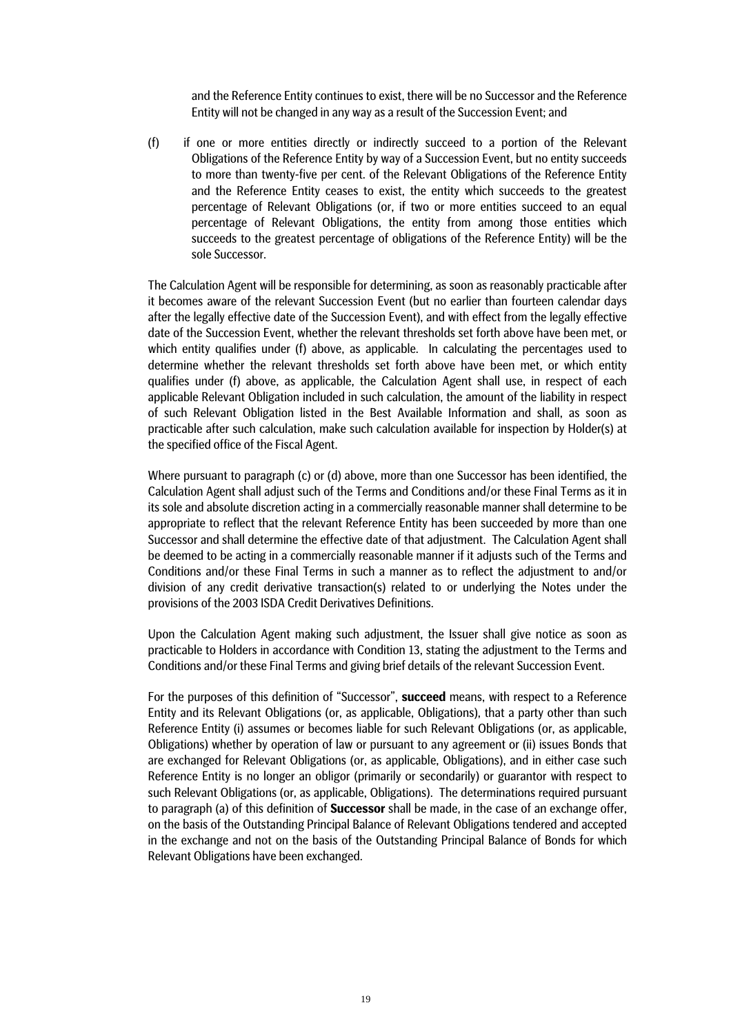and the Reference Entity continues to exist, there will be no Successor and the Reference Entity will not be changed in any way as a result of the Succession Event; and

(f) if one or more entities directly or indirectly succeed to a portion of the Relevant Obligations of the Reference Entity by way of a Succession Event, but no entity succeeds to more than twenty-five per cent. of the Relevant Obligations of the Reference Entity and the Reference Entity ceases to exist, the entity which succeeds to the greatest percentage of Relevant Obligations (or, if two or more entities succeed to an equal percentage of Relevant Obligations, the entity from among those entities which succeeds to the greatest percentage of obligations of the Reference Entity) will be the sole Successor.

The Calculation Agent will be responsible for determining, as soon as reasonably practicable after it becomes aware of the relevant Succession Event (but no earlier than fourteen calendar days after the legally effective date of the Succession Event), and with effect from the legally effective date of the Succession Event, whether the relevant thresholds set forth above have been met, or which entity qualifies under (f) above, as applicable. In calculating the percentages used to determine whether the relevant thresholds set forth above have been met, or which entity qualifies under (f) above, as applicable, the Calculation Agent shall use, in respect of each applicable Relevant Obligation included in such calculation, the amount of the liability in respect of such Relevant Obligation listed in the Best Available Information and shall, as soon as practicable after such calculation, make such calculation available for inspection by Holder(s) at the specified office of the Fiscal Agent.

Where pursuant to paragraph (c) or (d) above, more than one Successor has been identified, the Calculation Agent shall adjust such of the Terms and Conditions and/or these Final Terms as it in its sole and absolute discretion acting in a commercially reasonable manner shall determine to be appropriate to reflect that the relevant Reference Entity has been succeeded by more than one Successor and shall determine the effective date of that adjustment. The Calculation Agent shall be deemed to be acting in a commercially reasonable manner if it adjusts such of the Terms and Conditions and/or these Final Terms in such a manner as to reflect the adjustment to and/or division of any credit derivative transaction(s) related to or underlying the Notes under the provisions of the 2003 ISDA Credit Derivatives Definitions.

Upon the Calculation Agent making such adjustment, the Issuer shall give notice as soon as practicable to Holders in accordance with Condition 13, stating the adjustment to the Terms and Conditions and/or these Final Terms and giving brief details of the relevant Succession Event.

For the purposes of this definition of "Successor", **succeed** means, with respect to a Reference Entity and its Relevant Obligations (or, as applicable, Obligations), that a party other than such Reference Entity (i) assumes or becomes liable for such Relevant Obligations (or, as applicable, Obligations) whether by operation of law or pursuant to any agreement or (ii) issues Bonds that are exchanged for Relevant Obligations (or, as applicable, Obligations), and in either case such Reference Entity is no longer an obligor (primarily or secondarily) or guarantor with respect to such Relevant Obligations (or, as applicable, Obligations). The determinations required pursuant to paragraph (a) of this definition of **Successor** shall be made, in the case of an exchange offer, on the basis of the Outstanding Principal Balance of Relevant Obligations tendered and accepted in the exchange and not on the basis of the Outstanding Principal Balance of Bonds for which Relevant Obligations have been exchanged.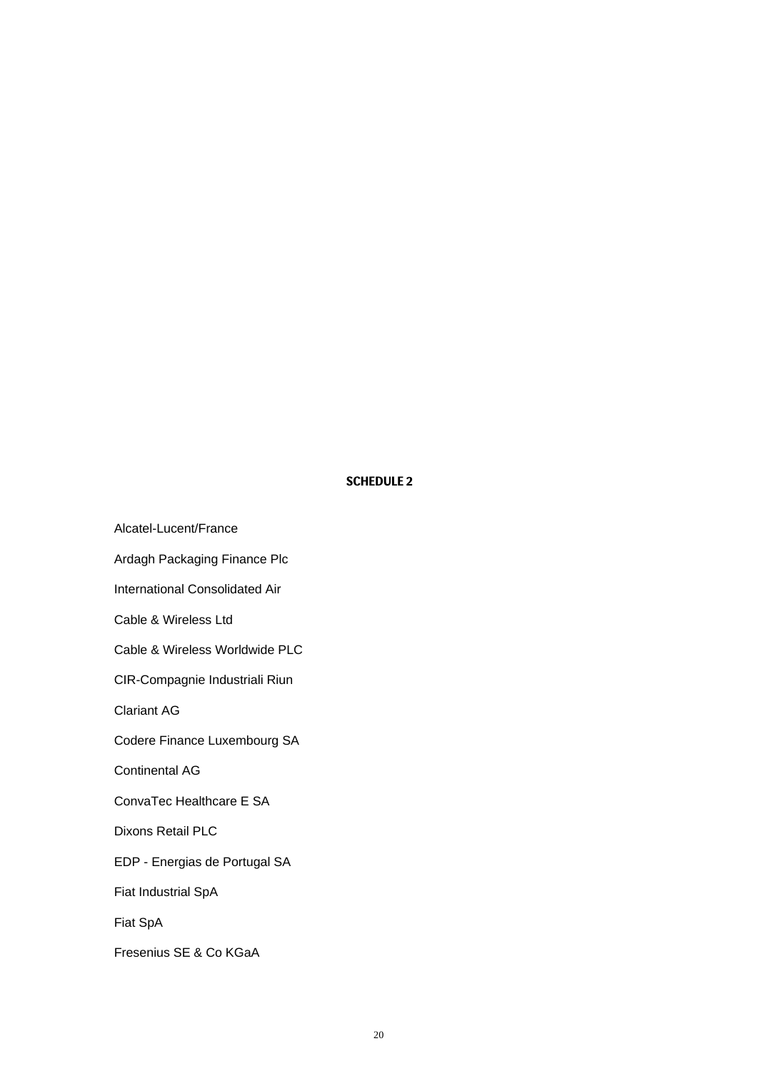# SCHEDULE 2

Alcatel-Lucent/France

Ardagh Packaging Finance Plc

International Consolidated Air

Cable & Wireless Ltd

Cable & Wireless Worldwide PLC

CIR-Compagnie Industriali Riun

Clariant AG

Codere Finance Luxembourg SA

Continental AG

ConvaTec Healthcare E SA

Dixons Retail PLC

EDP - Energias de Portugal SA

Fiat Industrial SpA

Fiat SpA

Fresenius SE & Co KGaA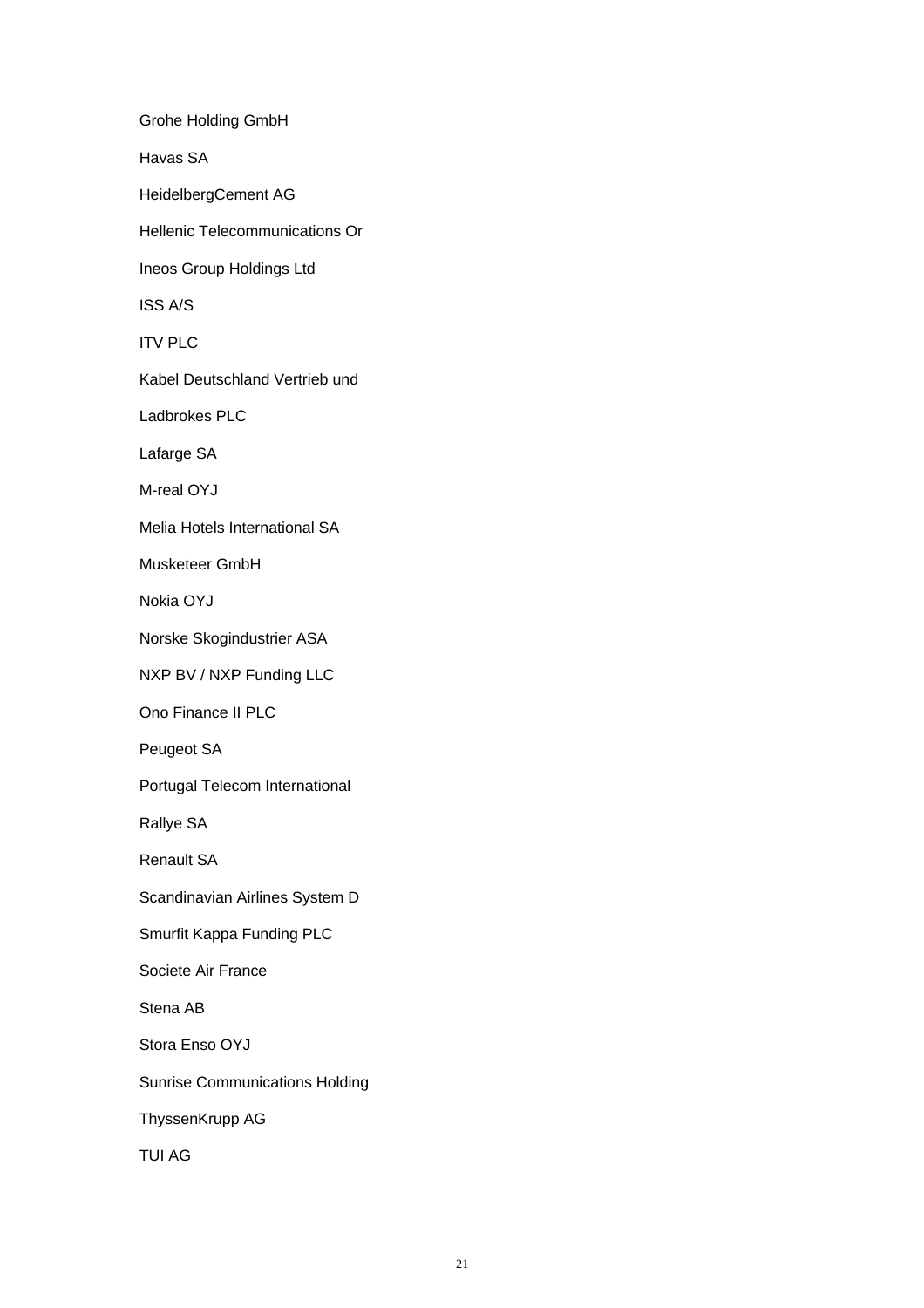Grohe Holding GmbH

Havas SA

HeidelbergCement AG

Hellenic Telecommunications Or

Ineos Group Holdings Ltd

ISS A/S

ITV PLC

Kabel Deutschland Vertrieb und

Ladbrokes PLC

Lafarge SA

M-real OYJ

Melia Hotels International SA

Musketeer GmbH

Nokia OYJ

Norske Skogindustrier ASA

NXP BV / NXP Funding LLC

Ono Finance II PLC

Peugeot SA

Portugal Telecom International

Rallye SA

Renault SA

Scandinavian Airlines System D

Smurfit Kappa Funding PLC

Societe Air France

Stena AB

Stora Enso OYJ

Sunrise Communications Holding

ThyssenKrupp AG

TUI AG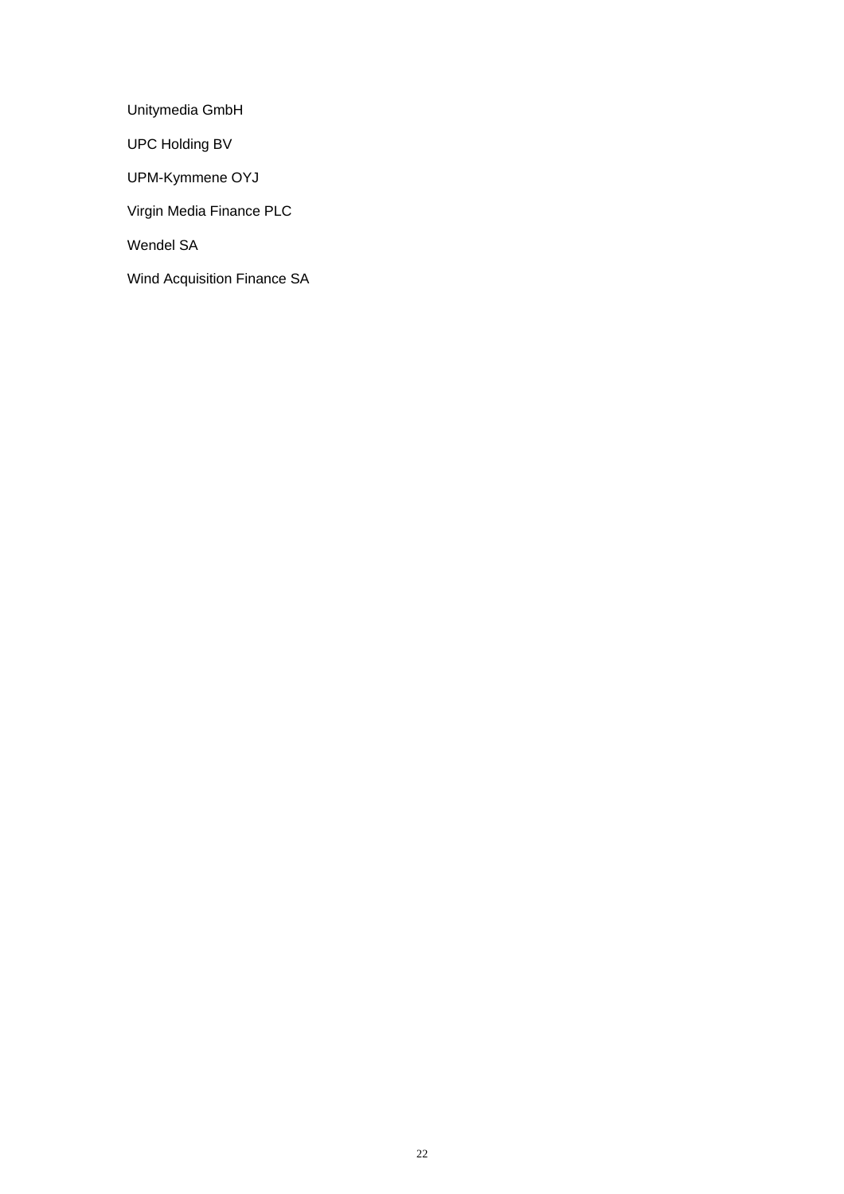Unitymedia GmbH

UPC Holding BV

UPM-Kymmene OYJ

Virgin Media Finance PLC

Wendel SA

Wind Acquisition Finance SA